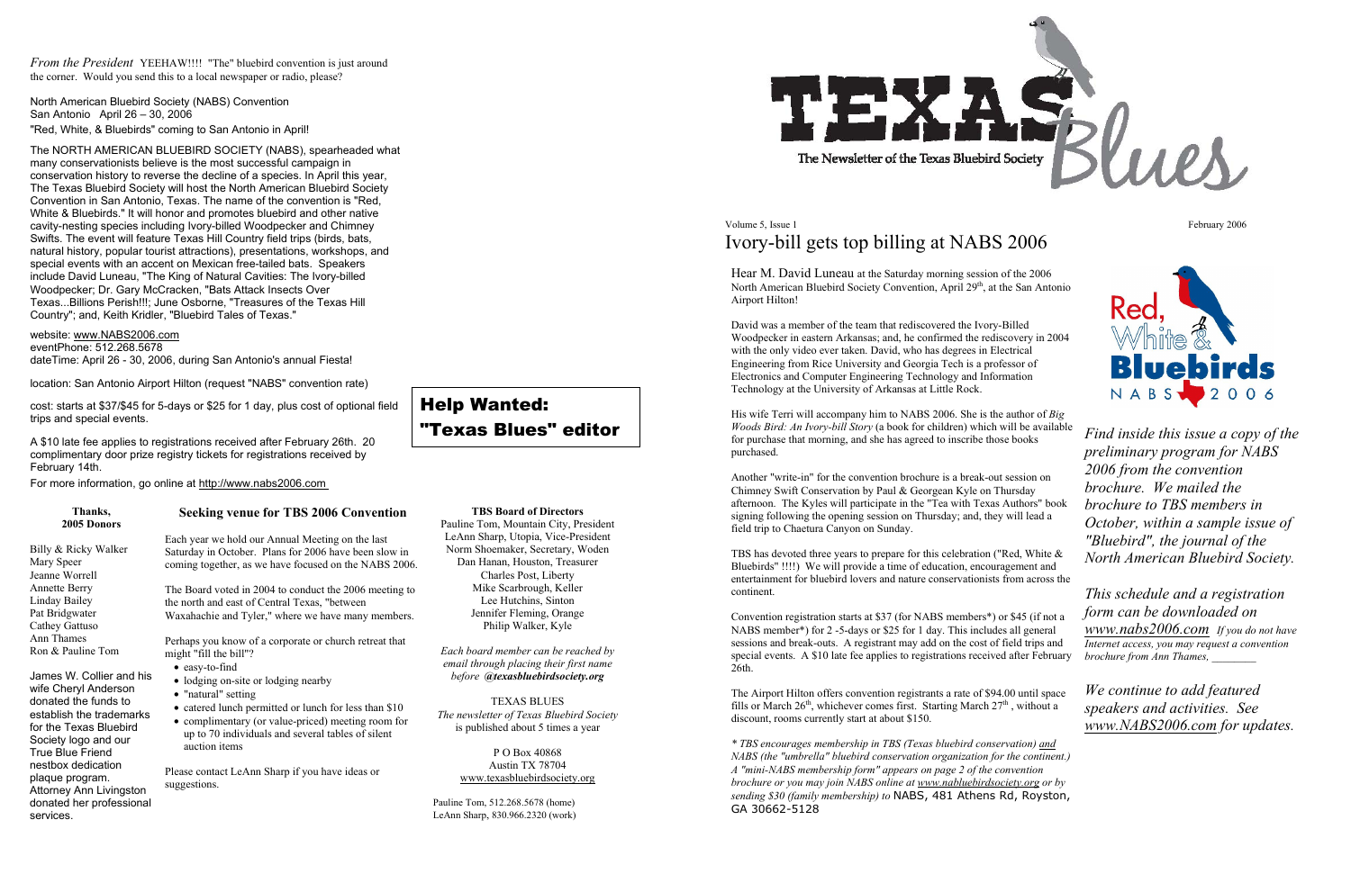*From the President* YEEHAW!!!! "The" bluebird convention is just around the corner. Would you send this to a local newspaper or radio, please?

North American Bluebird Society (NABS) Convention
San Antonio April 26 – 30, 2006
"Red, White, & Bluebirds" coming to San Antonio in April!

The NORTH AMERICAN BLUEBIRD SOCIETY (NABS), spearheaded what many conservationists believe is the most successful campaign in conservation history to reverse the decline of a species. In April this year, The Texas Bluebird Society will host the North American Bluebird Society Convention in San Antonio, Texas. The name of the convention is "Red, White & Bluebirds." It will honor and promotes bluebird and other native cavity-nesting species including Ivory-billed Woodpecker and Chimney Swifts. The event will feature Texas Hill Country field trips (birds, bats, natural history, popular tourist attractions), presentations, workshops, and special events with an accent on Mexican free-tailed bats. Speakers include David Luneau, "The King of Natural Cavities: The Ivory-billed Woodpecker; Dr. Gary McCracken, "Bats Attack Insects Over Texas...Billions Perish!!!; June Osborne, "Treasures of the Texas Hill Country"; and, Keith Kridler, "Bluebird Tales of Texas."

website: www.NABS2006.com
eventPhone: 512.268.5678
dateTime: April 26 - 30, 2006, during San Antonio's annual Fiesta!

location: San Antonio Airport Hilton (request "NABS" convention rate)

cost: starts at $37/$45 for 5-days or $25 for 1 day, plus cost of optional field trips and special events.

A $10 late fee applies to registrations received after February 26th. 20 complimentary door prize registry tickets for registrations received by February 14th.

For more information, go online at http://www.nabs2006.com

## Help Wanted: "Texas Blues" editor

### Thanks, 2005 Donors

Billy & Ricky Walker
Mary Speer
Jeanne Worrell
Annette Berry
Linday Bailey
Pat Bridgwater
Cathey Gattuso
Ann Thames
Ron & Pauline Tom

James W. Collier and his wife Cheryl Anderson donated the funds to establish the trademarks for the Texas Bluebird Society logo and our True Blue Friend nestbox dedication plaque program. Attorney Ann Livingston donated her professional services.

### Seeking venue for TBS 2006 Convention

Each year we hold our Annual Meeting on the last Saturday in October. Plans for 2006 have been slow in coming together, as we have focused on the NABS 2006.

The Board voted in 2004 to conduct the 2006 meeting to the north and east of Central Texas, "between Waxahachie and Tyler," where we have many members.

Perhaps you know of a corporate or church retreat that might "fill the bill"?

- easy-to-find
- lodging on-site or lodging nearby
- "natural" setting
- catered lunch permitted or lunch for less than $10
- complimentary (or value-priced) meeting room for up to 70 individuals and several tables of silent auction items

Please contact LeAnn Sharp if you have ideas or suggestions.

### TBS Board of Directors

Pauline Tom, Mountain City, President
LeAnn Sharp, Utopia, Vice-President
Norm Shoemaker, Secretary, Woden
Dan Hanan, Houston, Treasurer
Charles Post, Liberty
Mike Scarbrough, Keller
Lee Hutchins, Sinton
Jennifer Fleming, Orange
Philip Walker, Kyle

*Each board member can be reached by email through placing their first name before @texasbluebirdsociety.org*

TEXAS BLUES
*The newsletter of Texas Bluebird Society* is published about 5 times a year

P O Box 40868
Austin TX 78704
www.texasbluebirdsociety.org

Pauline Tom, 512.268.5678 (home)
LeAnn Sharp, 830.966.2320 (work)

# TEXAS Blues

The Newsletter of the Texas Bluebird Society

Volume 5, Issue 1 — February 2006

## Ivory-bill gets top billing at NABS 2006

Hear M. David Luneau at the Saturday morning session of the 2006 North American Bluebird Society Convention, April 29th, at the San Antonio Airport Hilton!

David was a member of the team that rediscovered the Ivory-Billed Woodpecker in eastern Arkansas; and, he confirmed the rediscovery in 2004 with the only video ever taken. David, who has degrees in Electrical Engineering from Rice University and Georgia Tech is a professor of Electronics and Computer Engineering Technology and Information Technology at the University of Arkansas at Little Rock.

His wife Terri will accompany him to NABS 2006. She is the author of *Big Woods Bird: An Ivory-bill Story* (a book for children) which will be available for purchase that morning, and she has agreed to inscribe those books purchased.

Another "write-in" for the convention brochure is a break-out session on Chimney Swift Conservation by Paul & Georgean Kyle on Thursday afternoon. The Kyles will participate in the "Tea with Texas Authors" book signing following the opening session on Thursday; and, they will lead a field trip to Chaetura Canyon on Sunday.

TBS has devoted three years to prepare for this celebration ("Red, White & Bluebirds" !!!!) We will provide a time of education, encouragement and entertainment for bluebird lovers and nature conservationists from across the continent.

Convention registration starts at $37 (for NABS members*) or $45 (if not a NABS member*) for 2 -5-days or $25 for 1 day. This includes all general sessions and break-outs. A registrant may add on the cost of field trips and special events. A $10 late fee applies to registrations received after February 26th.

The Airport Hilton offers convention registrants a rate of $94.00 until space fills or March 26th, whichever comes first. Starting March 27th, without a discount, rooms currently start at about $150.

*\* TBS encourages membership in TBS (Texas bluebird conservation) and NABS (the "umbrella" bluebird conservation organization for the continent.) A "mini-NABS membership form" appears on page 2 of the convention brochure or you may join NABS online at www.nabluebirdsociety.org or by sending $30 (family membership) to* NABS, 481 Athens Rd, Royston, GA 30662-5128

Red, White & Bluebirds NABS 2006

*Find inside this issue a copy of the preliminary program for NABS 2006 from the convention brochure. We mailed the brochure to TBS members in October, within a sample issue of "Bluebird", the journal of the North American Bluebird Society.*

*This schedule and a registration form can be downloaded on www.nabs2006.com If you do not have Internet access, you may request a convention brochure from Ann Thames, \_\_\_\_\_\_\_\_*

*We continue to add featured speakers and activities. See www.NABS2006.com for updates.*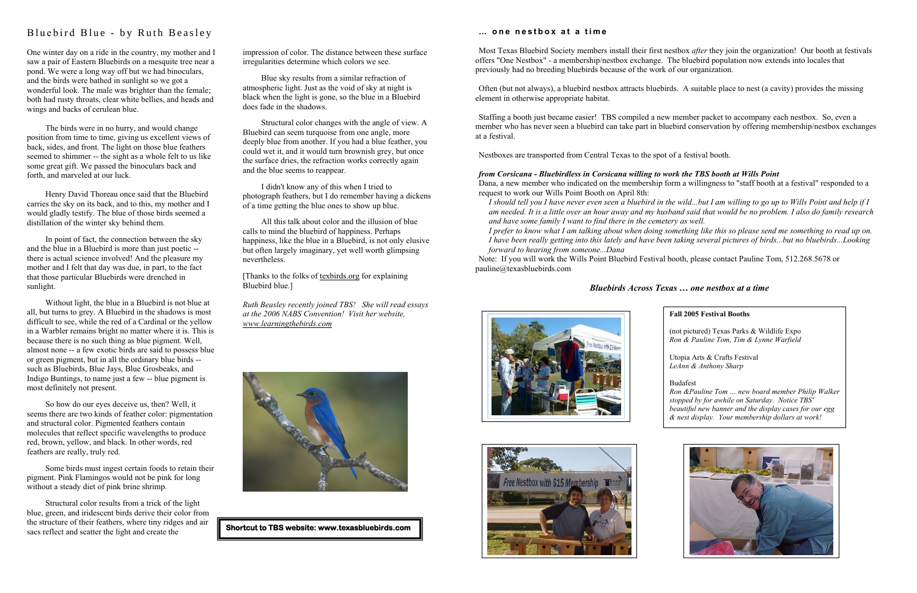# Bluebird Blue - by Ruth Beasley

One winter day on a ride in the country, my mother and I saw a pair of Eastern Bluebirds on a mesquite tree near a pond. We were a long way off but we had binoculars, and the birds were bathed in sunlight so we got a wonderful look. The male was brighter than the female; both had rusty throats, clear white bellies, and heads and wings and backs of cerulean blue.

The birds were in no hurry, and would change position from time to time, giving us excellent views of back, sides, and front. The light on those blue feathers seemed to shimmer -- the sight as a whole felt to us like some great gift. We passed the binoculars back and forth, and marveled at our luck.

Henry David Thoreau once said that the Bluebird carries the sky on its back, and to this, my mother and I would gladly testify. The blue of those birds seemed a distillation of the winter sky behind them.

In point of fact, the connection between the sky and the blue in a Bluebird is more than just poetic -- there is actual science involved! And the pleasure my mother and I felt that day was due, in part, to the fact that those particular Bluebirds were drenched in sunlight.

Without light, the blue in a Bluebird is not blue at all, but turns to grey. A Bluebird in the shadows is most difficult to see, while the red of a Cardinal or the yellow in a Warbler remains bright no matter where it is. This is because there is no such thing as blue pigment. Well, almost none -- a few exotic birds are said to possess blue or green pigment, but in all the ordinary blue birds -- such as Bluebirds, Blue Jays, Blue Grosbeaks, and Indigo Buntings, to name just a few -- blue pigment is most definitely not present.

So how do our eyes deceive us, then? Well, it seems there are two kinds of feather color: pigmentation and structural color. Pigmented feathers contain molecules that reflect specific wavelengths to produce red, brown, yellow, and black. In other words, red feathers are really, truly red.

Some birds must ingest certain foods to retain their pigment. Pink Flamingos would not be pink for long without a steady diet of pink brine shrimp.

Structural color results from a trick of the light blue, green, and iridescent birds derive their color from the structure of their feathers, where tiny ridges and air sacs reflect and scatter the light and create the impression of color. The distance between these surface irregularities determine which colors we see.

Blue sky results from a similar refraction of atmospheric light. Just as the void of sky at night is black when the light is gone, so the blue in a Bluebird does fade in the shadows.

Structural color changes with the angle of view. A Bluebird can seem turquoise from one angle, more deeply blue from another. If you had a blue feather, you could wet it, and it would turn brownish grey, but once the surface dries, the refraction works correctly again and the blue seems to reappear.

I didn't know any of this when I tried to photograph feathers, but I do remember having a dickens of a time getting the blue ones to show up blue.

All this talk about color and the illusion of blue calls to mind the bluebird of happiness. Perhaps happiness, like the blue in a Bluebird, is not only elusive but often largely imaginary, yet well worth glimpsing nevertheless.

[Thanks to the folks of texbirds.org for explaining Bluebird blue.]

*Ruth Beasley recently joined TBS! She will read essays at the 2006 NABS Convention! Visit her website, www.learningthebirds.com*

**Shortcut to TBS website: www.texasbluebirds.com**

## … one nestbox at a time

Most Texas Bluebird Society members install their first nestbox *after* they join the organization! Our booth at festivals offers "One Nestbox" - a membership/nestbox exchange. The bluebird population now extends into locales that previously had no breeding bluebirds because of the work of our organization.

Often (but not always), a bluebird nestbox attracts bluebirds. A suitable place to nest (a cavity) provides the missing element in otherwise appropriate habitat.

Staffing a booth just became easier! TBS compiled a new member packet to accompany each nestbox. So, even a member who has never seen a bluebird can take part in bluebird conservation by offering membership/nestbox exchanges at a festival.

Nestboxes are transported from Central Texas to the spot of a festival booth.

***from Corsicana - Bluebirdless in Corsicana willing to work the TBS booth at Wills Point***

Dana, a new member who indicated on the membership form a willingness to "staff booth at a festival" responded to a request to work our Wills Point Booth on April 8th:

*I should tell you I have never even seen a bluebird in the wild...but I am willing to go up to Wills Point and help if I am needed. It is a little over an hour away and my husband said that would be no problem. I also do family research and have some family I want to find there in the cemetery as well.*

*I prefer to know what I am talking about when doing something like this so please send me something to read up on. I have been really getting into this lately and have been taking several pictures of birds...but no bluebirds...Looking forward to hearing from someone...Dana*

Note: If you will work the Wills Point Bluebird Festival booth, please contact Pauline Tom, 512.268.5678 or pauline@texasbluebirds.com

***Bluebirds Across Texas … one nestbox at a time***

**Fall 2005 Festival Booths**

(not pictured) Texas Parks & Wildlife Expo
*Ron & Pauline Tom, Tim & Lynne Warfield*

Utopia Arts & Crafts Festival
*LeAnn & Anthony Sharp*

Budafest
*Ron &Pauline Tom … new board member Philip Walker stopped by for awhile on Saturday. Notice TBS' beautiful new banner and the display cases for our egg & nest display. Your membership dollars at work!*